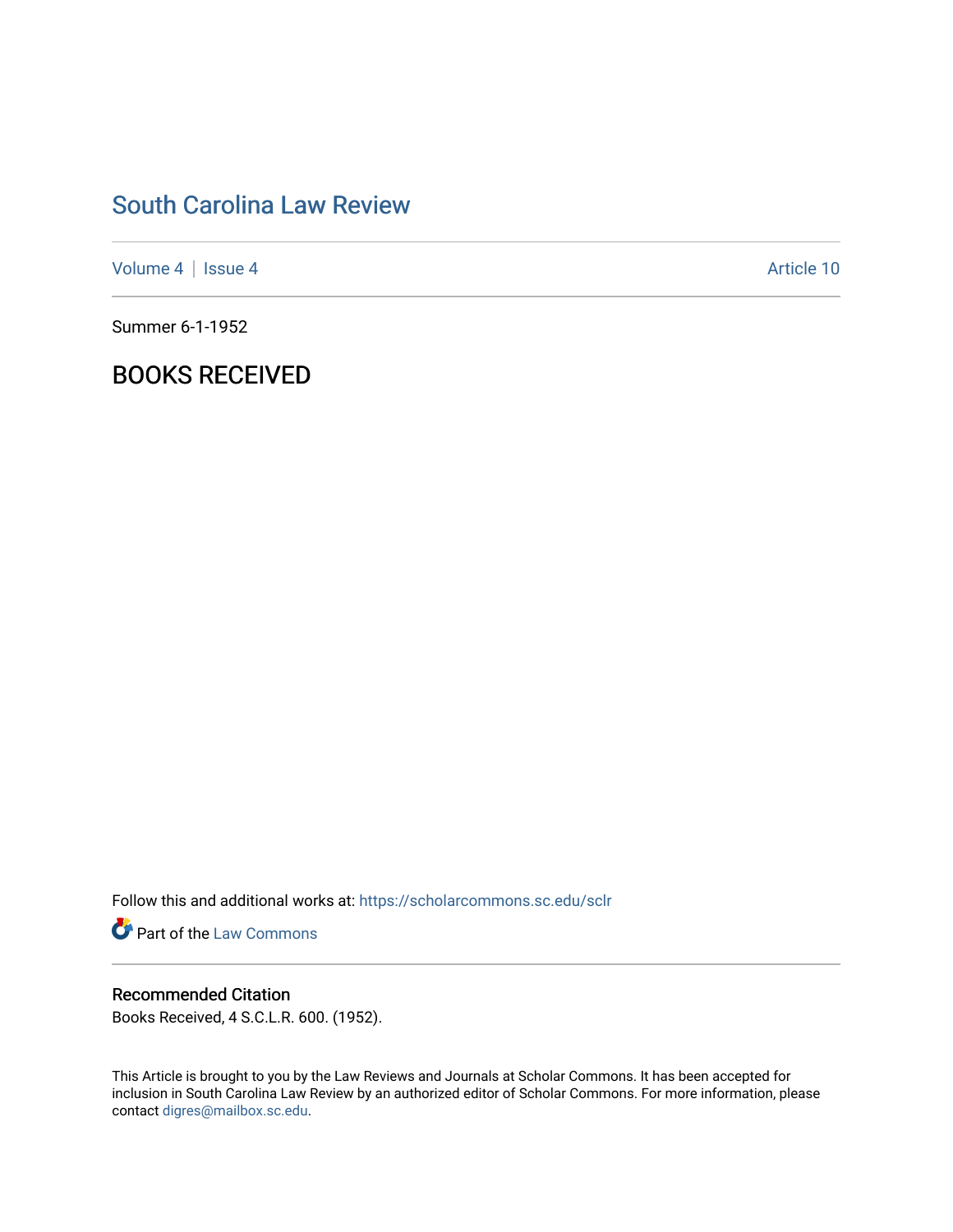# South Carolina Law Review

Volume 4 | Issue 4 | Article 10

Summer 6-1-1952

## BOOKS RECEIVED

Follow this and additional works at: https://scholarcommons.sc.edu/sclr

Part of the Law Commons

### Recommended Citation

Books Received, 4 S.C.L.R. 600. (1952).

This Article is brought to you by the Law Reviews and Journals at Scholar Commons. It has been accepted for inclusion in South Carolina Law Review by an authorized editor of Scholar Commons. For more information, please contact digres@mailbox.sc.edu.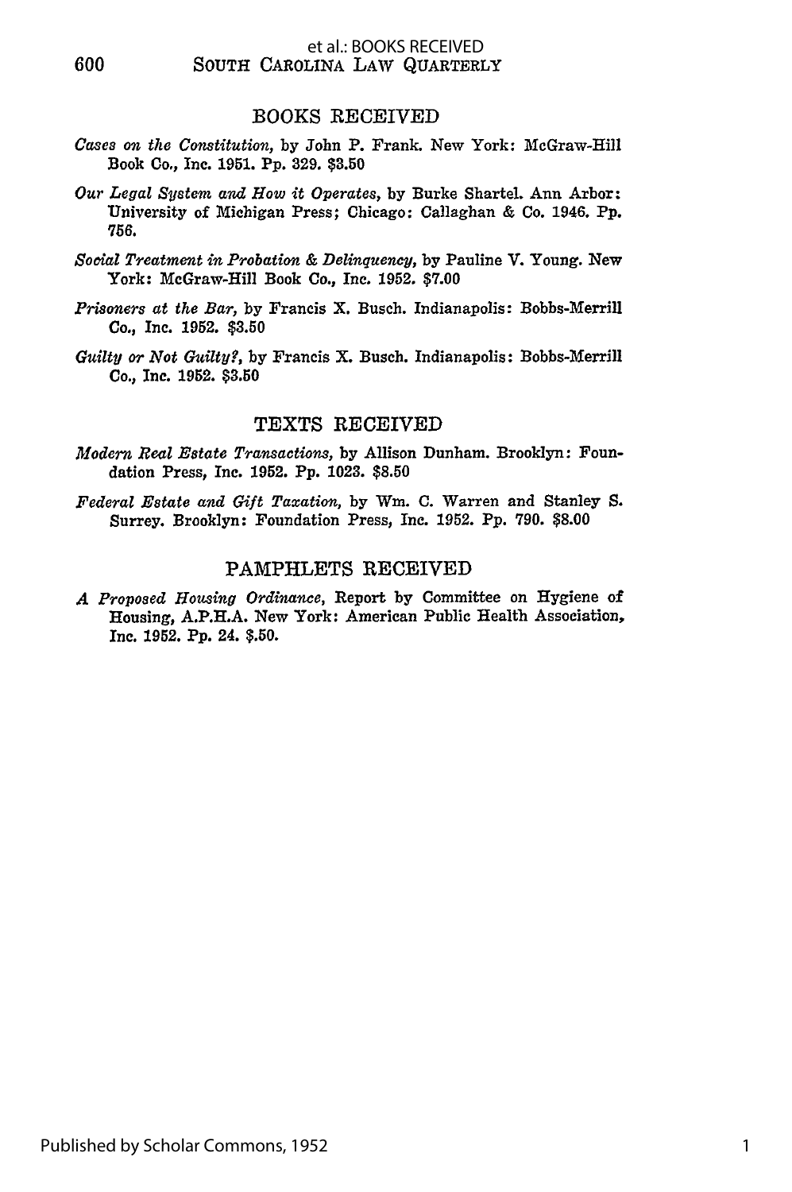## BOOKS RECEIVED

*Cases on the Constitution*, by John P. Frank. New York: McGraw-Hill Book Co., Inc. 1951. Pp. 329. $3.50

*Our Legal System and How it Operates*, by Burke Shartel. Ann Arbor: University of Michigan Press; Chicago: Callaghan & Co. 1946. Pp. 756.

*Social Treatment in Probation & Delinquency*, by Pauline V. Young. New York: McGraw-Hill Book Co., Inc. 1952. $7.00

*Prisoners at the Bar*, by Francis X. Busch. Indianapolis: Bobbs-Merrill Co., Inc. 1952. $3.50

*Guilty or Not Guilty?*, by Francis X. Busch. Indianapolis: Bobbs-Merrill Co., Inc. 1952. $3.50

## TEXTS RECEIVED

*Modern Real Estate Transactions*, by Allison Dunham. Brooklyn: Foundation Press, Inc. 1952. Pp. 1023. $8.50

*Federal Estate and Gift Taxation*, by Wm. C. Warren and Stanley S. Surrey. Brooklyn: Foundation Press, Inc. 1952. Pp. 790. $8.00

## PAMPHLETS RECEIVED

*A Proposed Housing Ordinance*, Report by Committee on Hygiene of Housing, A.P.H.A. New York: American Public Health Association, Inc. 1952. Pp. 24. $.50.